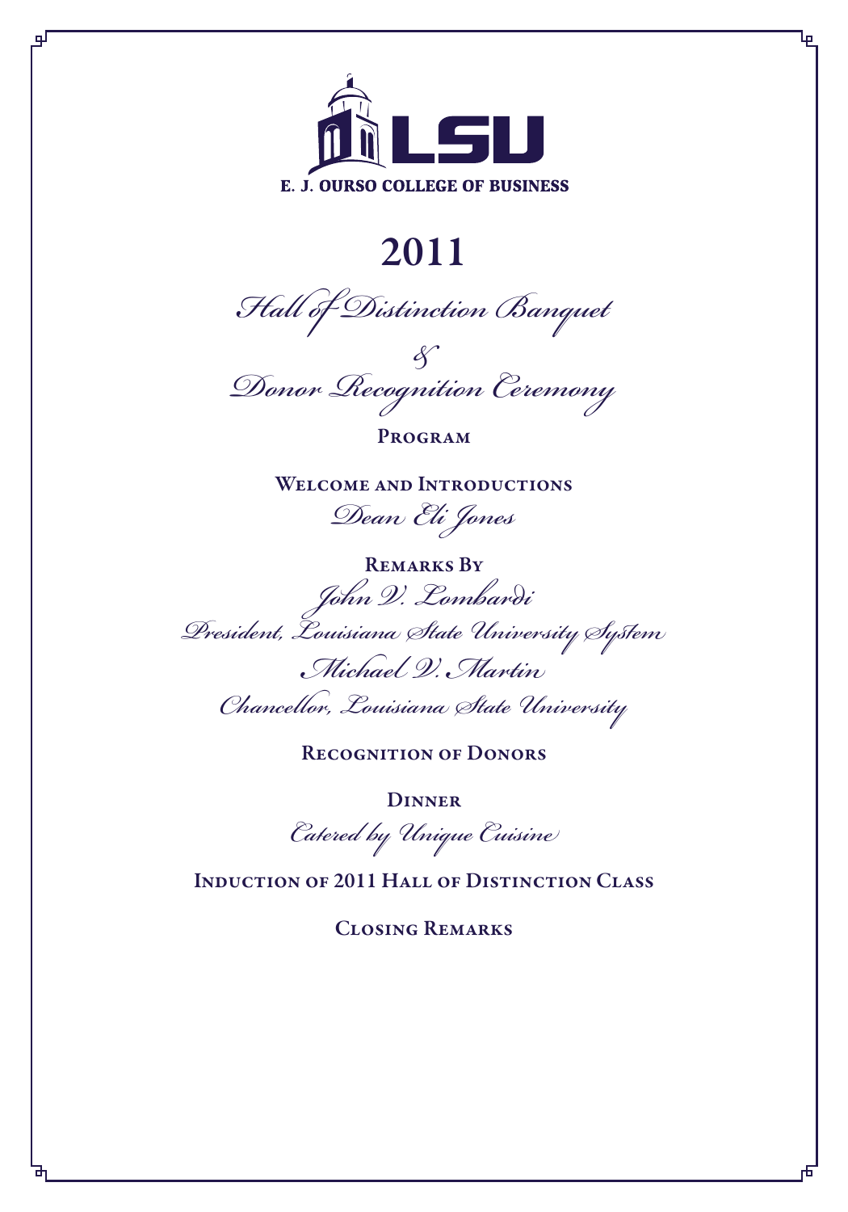E. J. OURSO COLLEGE OF BUSINESS

# 2011

## *Hall of Distinction Banquet*

## *&*

## *Donor Recognition Ceremony*

### Program

**Welcome and Introductions**

*Dean Eli Jones*

**Remarks By**

*John V. Lombardi*

*President, Louisiana State University System*

*Michael V. Martin*

*Chancellor, Louisiana State University*

**Recognition of Donors**

**Dinner**

*Catered by Unique Cuisine*

**Induction of 2011 Hall of Distinction Class**

**Closing Remarks**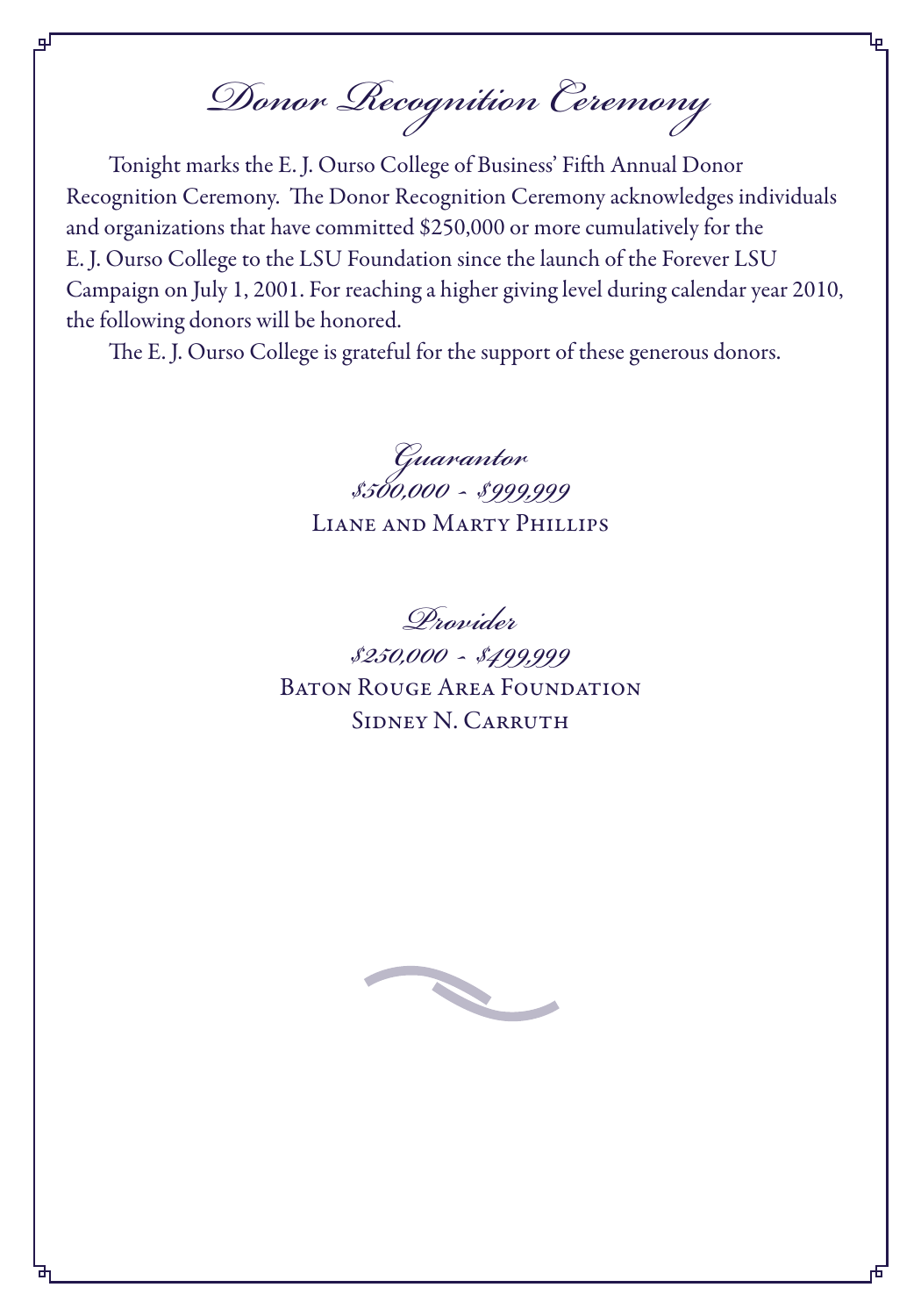# Donor Recognition Ceremony

Tonight marks the E. J. Ourso College of Business' Fifth Annual Donor Recognition Ceremony. The Donor Recognition Ceremony acknowledges individuals and organizations that have committed $250,000 or more cumulatively for the E. J. Ourso College to the LSU Foundation since the launch of the Forever LSU Campaign on July 1, 2001. For reaching a higher giving level during calendar year 2010, the following donors will be honored.

The E. J. Ourso College is grateful for the support of these generous donors.

## *Guarantor*

*$500,000 - $999,999*

Liane and Marty Phillips

## *Provider*

*$250,000 - $499,999*

Baton Rouge Area Foundation

Sidney N. Carruth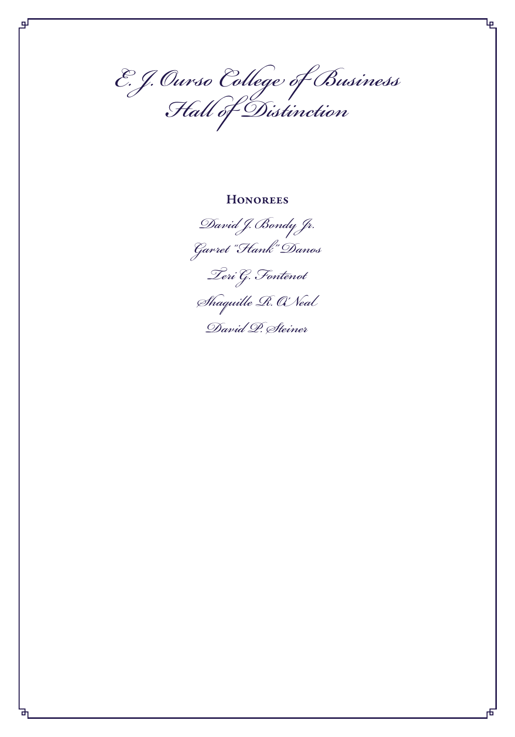# E. J. Ourso College of Business Hall of Distinction

## Honorees

*David J. Bondy Jr.*

*Garret "Hank" Danos*

*Teri G. Fontenot*

*Shaquille R. O'Neal*

*David P. Steiner*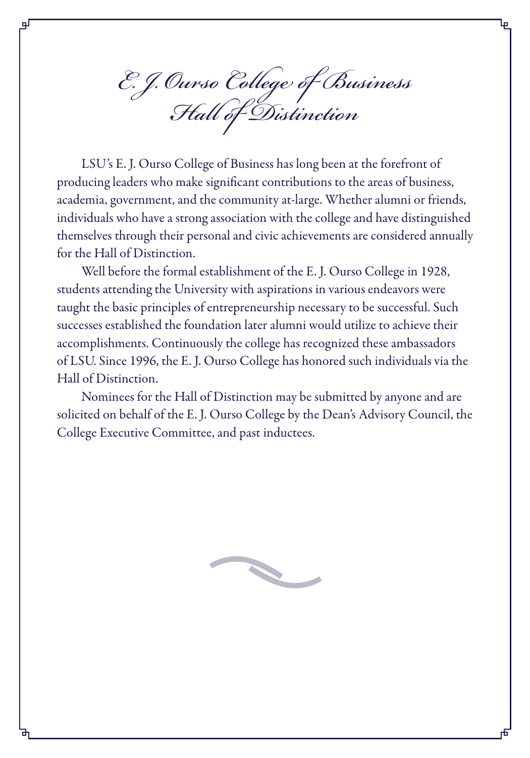# E. J. Ourso College of Business Hall of Distinction

LSU's E. J. Ourso College of Business has long been at the forefront of producing leaders who make significant contributions to the areas of business, academia, government, and the community at-large. Whether alumni or friends, individuals who have a strong association with the college and have distinguished themselves through their personal and civic achievements are considered annually for the Hall of Distinction.

Well before the formal establishment of the E. J. Ourso College in 1928, students attending the University with aspirations in various endeavors were taught the basic principles of entrepreneurship necessary to be successful. Such successes established the foundation later alumni would utilize to achieve their accomplishments. Continuously the college has recognized these ambassadors of LSU. Since 1996, the E. J. Ourso College has honored such individuals via the Hall of Distinction.

Nominees for the Hall of Distinction may be submitted by anyone and are solicited on behalf of the E. J. Ourso College by the Dean's Advisory Council, the College Executive Committee, and past inductees.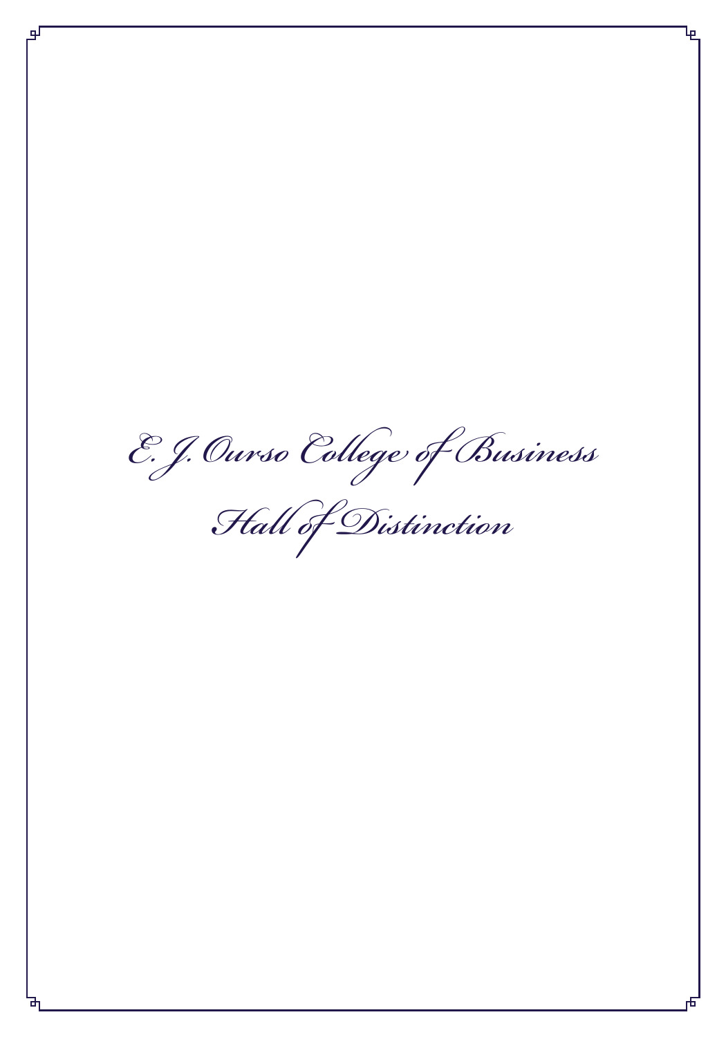# E. J. Ourso College of Business

# Hall of Distinction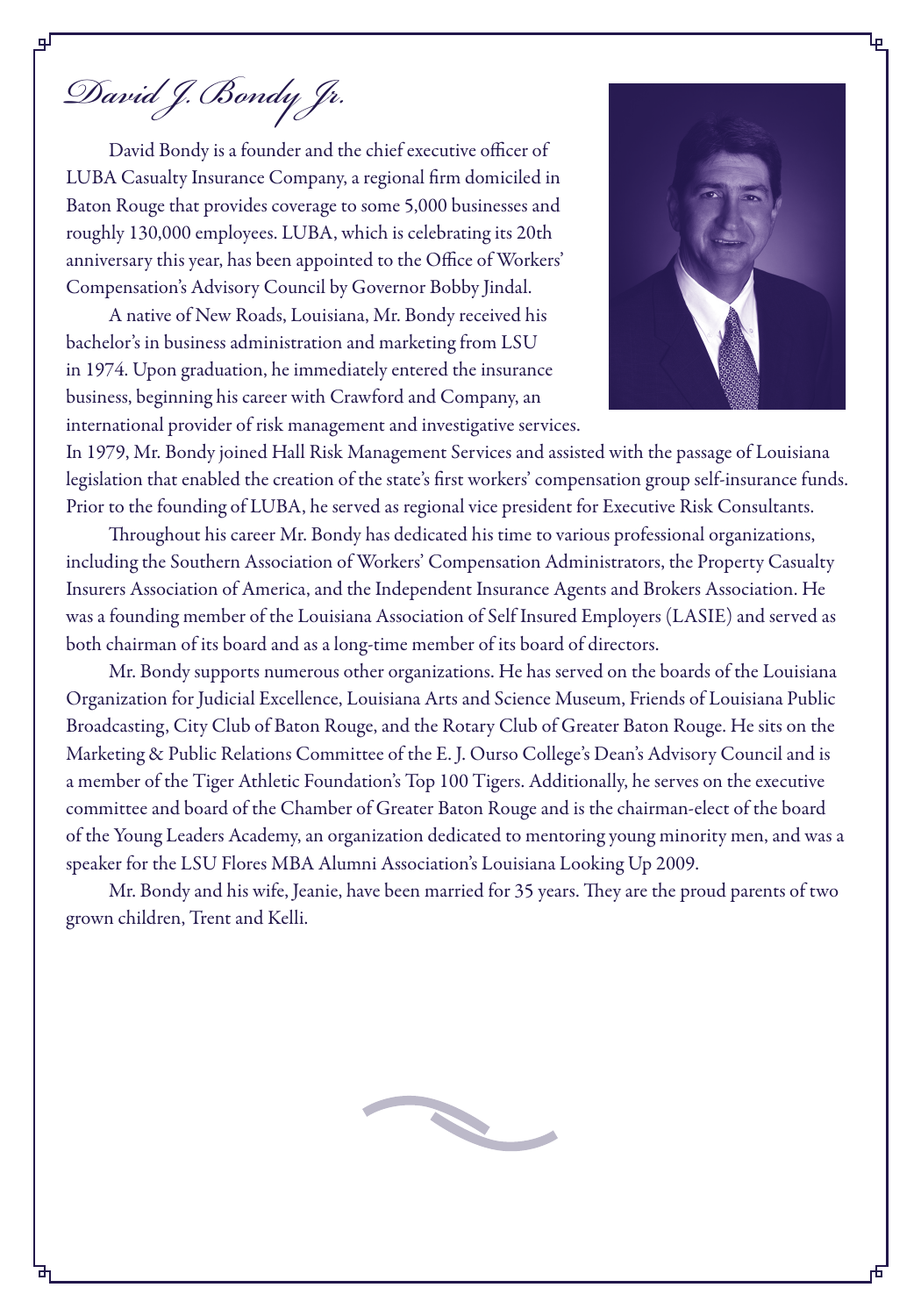# David J. Bondy Jr.

David Bondy is a founder and the chief executive officer of LUBA Casualty Insurance Company, a regional firm domiciled in Baton Rouge that provides coverage to some 5,000 businesses and roughly 130,000 employees. LUBA, which is celebrating its 20th anniversary this year, has been appointed to the Office of Workers' Compensation's Advisory Council by Governor Bobby Jindal.

A native of New Roads, Louisiana, Mr. Bondy received his bachelor's in business administration and marketing from LSU in 1974. Upon graduation, he immediately entered the insurance business, beginning his career with Crawford and Company, an international provider of risk management and investigative services. In 1979, Mr. Bondy joined Hall Risk Management Services and assisted with the passage of Louisiana legislation that enabled the creation of the state's first workers' compensation group self-insurance funds. Prior to the founding of LUBA, he served as regional vice president for Executive Risk Consultants.

Throughout his career Mr. Bondy has dedicated his time to various professional organizations, including the Southern Association of Workers' Compensation Administrators, the Property Casualty Insurers Association of America, and the Independent Insurance Agents and Brokers Association. He was a founding member of the Louisiana Association of Self Insured Employers (LASIE) and served as both chairman of its board and as a long-time member of its board of directors.

Mr. Bondy supports numerous other organizations. He has served on the boards of the Louisiana Organization for Judicial Excellence, Louisiana Arts and Science Museum, Friends of Louisiana Public Broadcasting, City Club of Baton Rouge, and the Rotary Club of Greater Baton Rouge. He sits on the Marketing & Public Relations Committee of the E. J. Ourso College's Dean's Advisory Council and is a member of the Tiger Athletic Foundation's Top 100 Tigers. Additionally, he serves on the executive committee and board of the Chamber of Greater Baton Rouge and is the chairman-elect of the board of the Young Leaders Academy, an organization dedicated to mentoring young minority men, and was a speaker for the LSU Flores MBA Alumni Association's Louisiana Looking Up 2009.

Mr. Bondy and his wife, Jeanie, have been married for 35 years. They are the proud parents of two grown children, Trent and Kelli.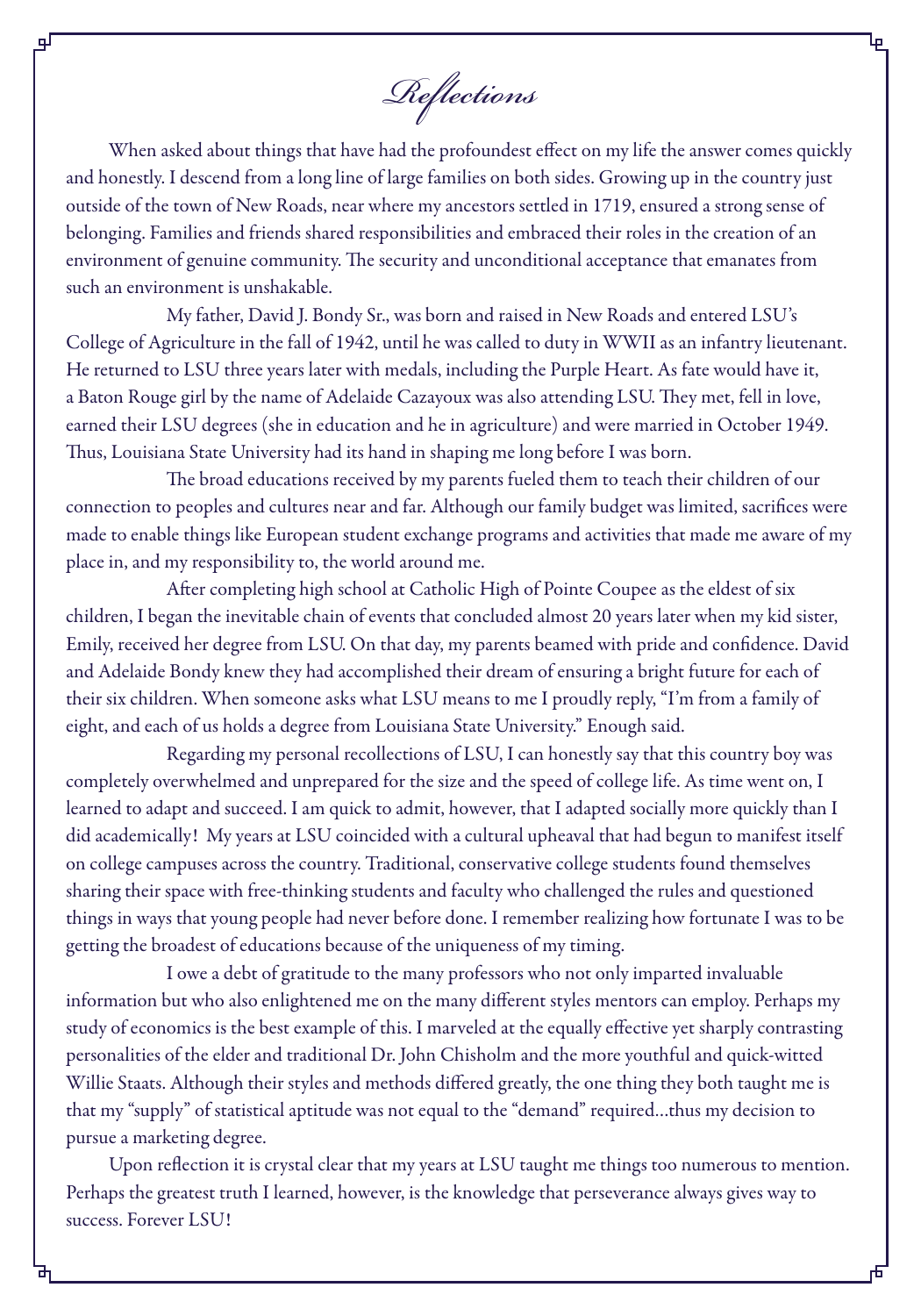# *Reflections*

When asked about things that have had the profoundest effect on my life the answer comes quickly and honestly. I descend from a long line of large families on both sides. Growing up in the country just outside of the town of New Roads, near where my ancestors settled in 1719, ensured a strong sense of belonging. Families and friends shared responsibilities and embraced their roles in the creation of an environment of genuine community. The security and unconditional acceptance that emanates from such an environment is unshakable.

My father, David J. Bondy Sr., was born and raised in New Roads and entered LSU's College of Agriculture in the fall of 1942, until he was called to duty in WWII as an infantry lieutenant. He returned to LSU three years later with medals, including the Purple Heart. As fate would have it, a Baton Rouge girl by the name of Adelaide Cazayoux was also attending LSU. They met, fell in love, earned their LSU degrees (she in education and he in agriculture) and were married in October 1949. Thus, Louisiana State University had its hand in shaping me long before I was born.

The broad educations received by my parents fueled them to teach their children of our connection to peoples and cultures near and far. Although our family budget was limited, sacrifices were made to enable things like European student exchange programs and activities that made me aware of my place in, and my responsibility to, the world around me.

After completing high school at Catholic High of Pointe Coupee as the eldest of six children, I began the inevitable chain of events that concluded almost 20 years later when my kid sister, Emily, received her degree from LSU. On that day, my parents beamed with pride and confidence. David and Adelaide Bondy knew they had accomplished their dream of ensuring a bright future for each of their six children. When someone asks what LSU means to me I proudly reply, "I'm from a family of eight, and each of us holds a degree from Louisiana State University." Enough said.

Regarding my personal recollections of LSU, I can honestly say that this country boy was completely overwhelmed and unprepared for the size and the speed of college life. As time went on, I learned to adapt and succeed. I am quick to admit, however, that I adapted socially more quickly than I did academically! My years at LSU coincided with a cultural upheaval that had begun to manifest itself on college campuses across the country. Traditional, conservative college students found themselves sharing their space with free-thinking students and faculty who challenged the rules and questioned things in ways that young people had never before done. I remember realizing how fortunate I was to be getting the broadest of educations because of the uniqueness of my timing.

I owe a debt of gratitude to the many professors who not only imparted invaluable information but who also enlightened me on the many different styles mentors can employ. Perhaps my study of economics is the best example of this. I marveled at the equally effective yet sharply contrasting personalities of the elder and traditional Dr. John Chisholm and the more youthful and quick-witted Willie Staats. Although their styles and methods differed greatly, the one thing they both taught me is that my "supply" of statistical aptitude was not equal to the "demand" required…thus my decision to pursue a marketing degree.

Upon reflection it is crystal clear that my years at LSU taught me things too numerous to mention. Perhaps the greatest truth I learned, however, is the knowledge that perseverance always gives way to success. Forever LSU!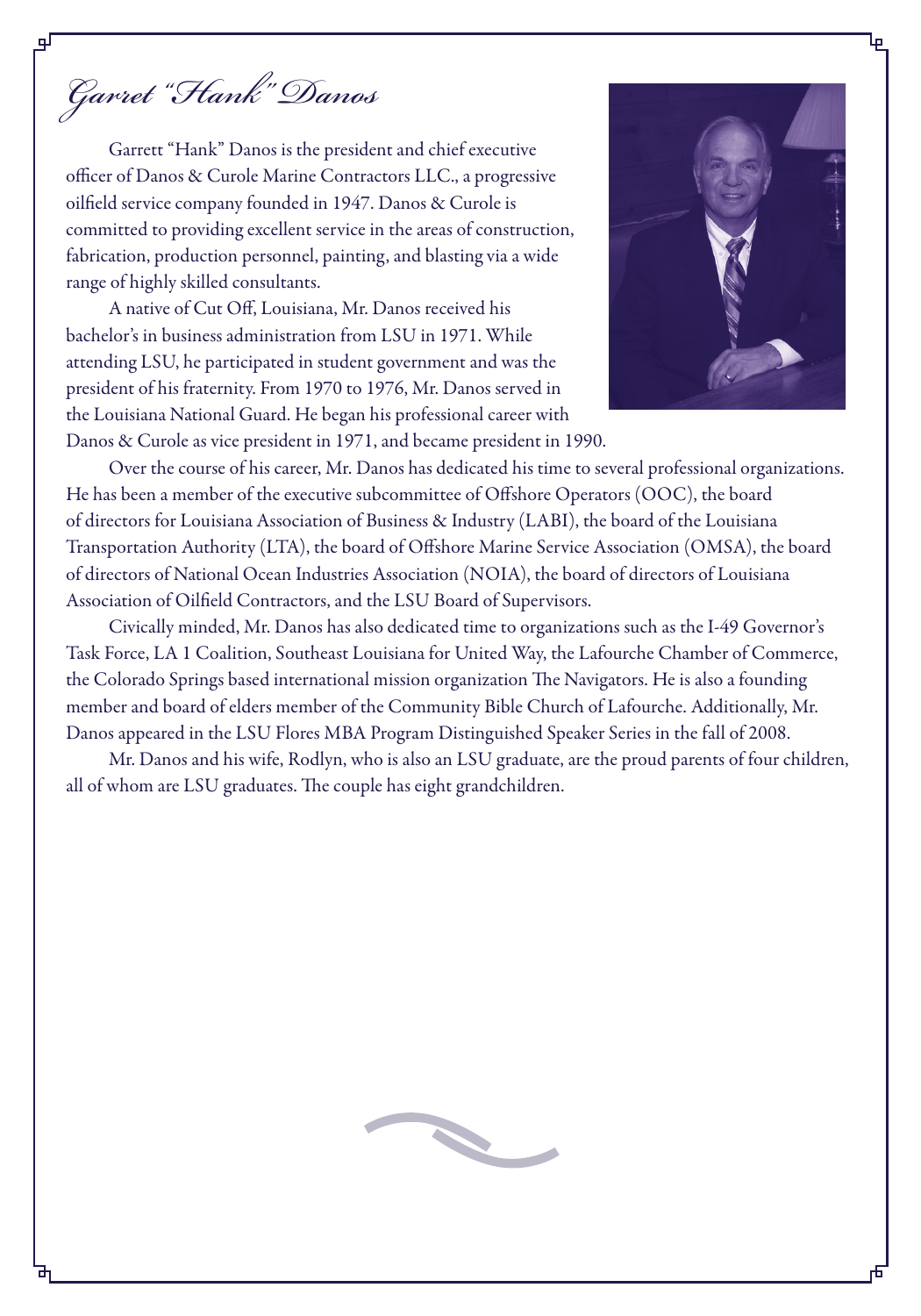# *Garret "Hank" Danos*

Garrett "Hank" Danos is the president and chief executive officer of Danos & Curole Marine Contractors LLC., a progressive oilfield service company founded in 1947. Danos & Curole is committed to providing excellent service in the areas of construction, fabrication, production personnel, painting, and blasting via a wide range of highly skilled consultants.

A native of Cut Off, Louisiana, Mr. Danos received his bachelor's in business administration from LSU in 1971. While attending LSU, he participated in student government and was the president of his fraternity. From 1970 to 1976, Mr. Danos served in the Louisiana National Guard. He began his professional career with Danos & Curole as vice president in 1971, and became president in 1990.

Over the course of his career, Mr. Danos has dedicated his time to several professional organizations. He has been a member of the executive subcommittee of Offshore Operators (OOC), the board of directors for Louisiana Association of Business & Industry (LABI), the board of the Louisiana Transportation Authority (LTA), the board of Offshore Marine Service Association (OMSA), the board of directors of National Ocean Industries Association (NOIA), the board of directors of Louisiana Association of Oilfield Contractors, and the LSU Board of Supervisors.

Civically minded, Mr. Danos has also dedicated time to organizations such as the I-49 Governor's Task Force, LA 1 Coalition, Southeast Louisiana for United Way, the Lafourche Chamber of Commerce, the Colorado Springs based international mission organization The Navigators. He is also a founding member and board of elders member of the Community Bible Church of Lafourche. Additionally, Mr. Danos appeared in the LSU Flores MBA Program Distinguished Speaker Series in the fall of 2008.

Mr. Danos and his wife, Rodlyn, who is also an LSU graduate, are the proud parents of four children, all of whom are LSU graduates. The couple has eight grandchildren.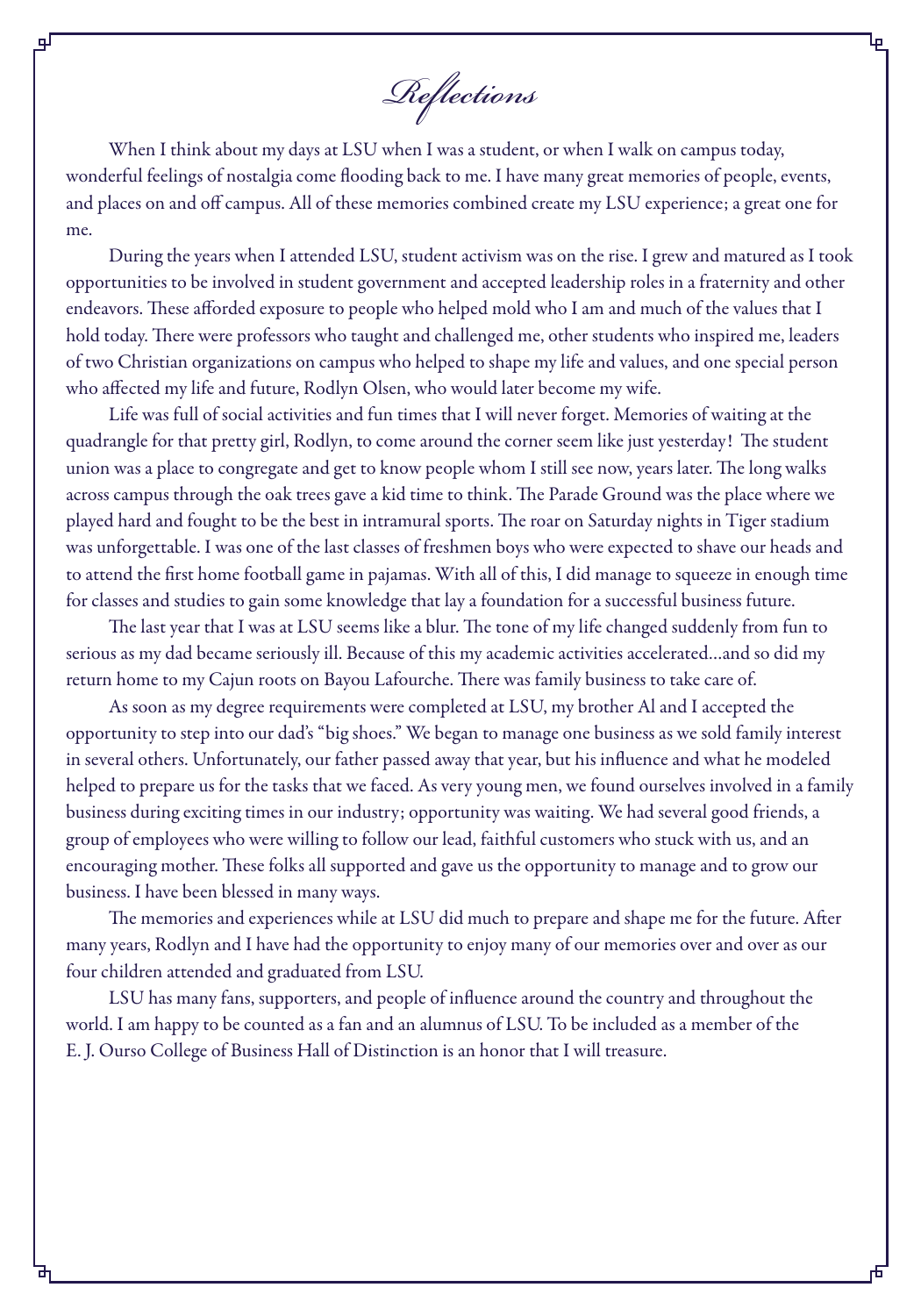# Reflections

When I think about my days at LSU when I was a student, or when I walk on campus today, wonderful feelings of nostalgia come flooding back to me. I have many great memories of people, events, and places on and off campus. All of these memories combined create my LSU experience; a great one for me.

During the years when I attended LSU, student activism was on the rise. I grew and matured as I took opportunities to be involved in student government and accepted leadership roles in a fraternity and other endeavors. These afforded exposure to people who helped mold who I am and much of the values that I hold today. There were professors who taught and challenged me, other students who inspired me, leaders of two Christian organizations on campus who helped to shape my life and values, and one special person who affected my life and future, Rodlyn Olsen, who would later become my wife.

Life was full of social activities and fun times that I will never forget. Memories of waiting at the quadrangle for that pretty girl, Rodlyn, to come around the corner seem like just yesterday! The student union was a place to congregate and get to know people whom I still see now, years later. The long walks across campus through the oak trees gave a kid time to think. The Parade Ground was the place where we played hard and fought to be the best in intramural sports. The roar on Saturday nights in Tiger stadium was unforgettable. I was one of the last classes of freshmen boys who were expected to shave our heads and to attend the first home football game in pajamas. With all of this, I did manage to squeeze in enough time for classes and studies to gain some knowledge that lay a foundation for a successful business future.

The last year that I was at LSU seems like a blur. The tone of my life changed suddenly from fun to serious as my dad became seriously ill. Because of this my academic activities accelerated…and so did my return home to my Cajun roots on Bayou Lafourche. There was family business to take care of.

As soon as my degree requirements were completed at LSU, my brother Al and I accepted the opportunity to step into our dad's "big shoes." We began to manage one business as we sold family interest in several others. Unfortunately, our father passed away that year, but his influence and what he modeled helped to prepare us for the tasks that we faced. As very young men, we found ourselves involved in a family business during exciting times in our industry; opportunity was waiting. We had several good friends, a group of employees who were willing to follow our lead, faithful customers who stuck with us, and an encouraging mother. These folks all supported and gave us the opportunity to manage and to grow our business. I have been blessed in many ways.

The memories and experiences while at LSU did much to prepare and shape me for the future. After many years, Rodlyn and I have had the opportunity to enjoy many of our memories over and over as our four children attended and graduated from LSU.

LSU has many fans, supporters, and people of influence around the country and throughout the world. I am happy to be counted as a fan and an alumnus of LSU. To be included as a member of the E. J. Ourso College of Business Hall of Distinction is an honor that I will treasure.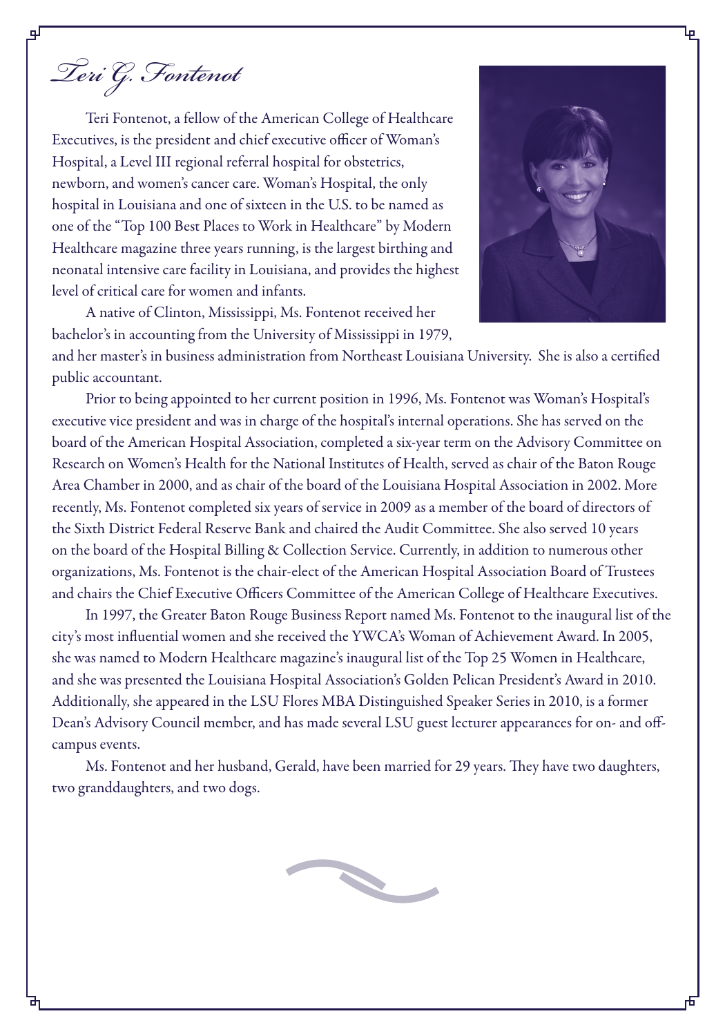# *Teri G. Fontenot*

Teri Fontenot, a fellow of the American College of Healthcare Executives, is the president and chief executive officer of Woman's Hospital, a Level III regional referral hospital for obstetrics, newborn, and women's cancer care. Woman's Hospital, the only hospital in Louisiana and one of sixteen in the U.S. to be named as one of the "Top 100 Best Places to Work in Healthcare" by Modern Healthcare magazine three years running, is the largest birthing and neonatal intensive care facility in Louisiana, and provides the highest level of critical care for women and infants.

A native of Clinton, Mississippi, Ms. Fontenot received her bachelor's in accounting from the University of Mississippi in 1979, and her master's in business administration from Northeast Louisiana University. She is also a certified public accountant.

Prior to being appointed to her current position in 1996, Ms. Fontenot was Woman's Hospital's executive vice president and was in charge of the hospital's internal operations. She has served on the board of the American Hospital Association, completed a six-year term on the Advisory Committee on Research on Women's Health for the National Institutes of Health, served as chair of the Baton Rouge Area Chamber in 2000, and as chair of the board of the Louisiana Hospital Association in 2002. More recently, Ms. Fontenot completed six years of service in 2009 as a member of the board of directors of the Sixth District Federal Reserve Bank and chaired the Audit Committee. She also served 10 years on the board of the Hospital Billing & Collection Service. Currently, in addition to numerous other organizations, Ms. Fontenot is the chair-elect of the American Hospital Association Board of Trustees and chairs the Chief Executive Officers Committee of the American College of Healthcare Executives.

In 1997, the Greater Baton Rouge Business Report named Ms. Fontenot to the inaugural list of the city's most influential women and she received the YWCA's Woman of Achievement Award. In 2005, she was named to Modern Healthcare magazine's inaugural list of the Top 25 Women in Healthcare, and she was presented the Louisiana Hospital Association's Golden Pelican President's Award in 2010. Additionally, she appeared in the LSU Flores MBA Distinguished Speaker Series in 2010, is a former Dean's Advisory Council member, and has made several LSU guest lecturer appearances for on- and off-campus events.

Ms. Fontenot and her husband, Gerald, have been married for 29 years. They have two daughters, two granddaughters, and two dogs.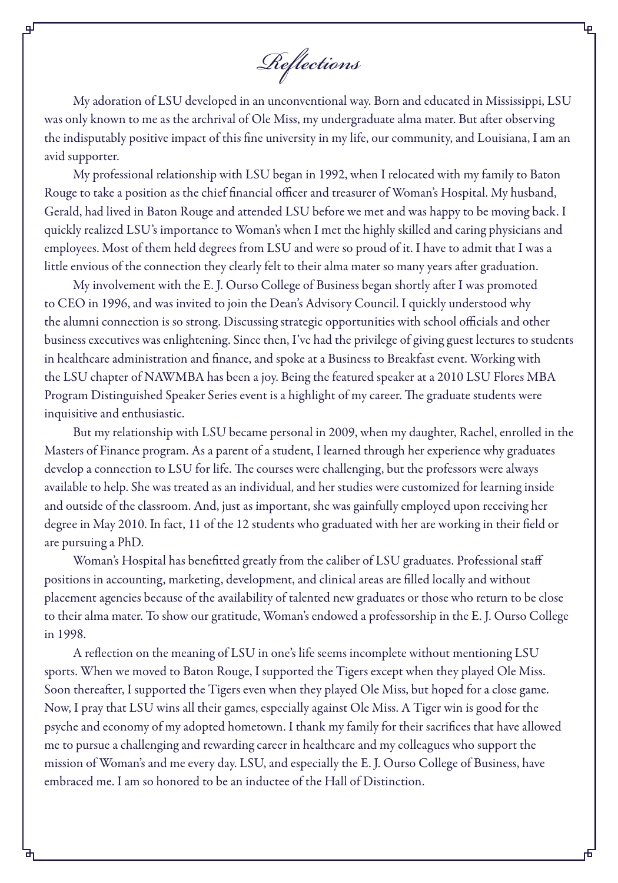# *Reflections*

My adoration of LSU developed in an unconventional way. Born and educated in Mississippi, LSU was only known to me as the archrival of Ole Miss, my undergraduate alma mater. But after observing the indisputably positive impact of this fine university in my life, our community, and Louisiana, I am an avid supporter.

My professional relationship with LSU began in 1992, when I relocated with my family to Baton Rouge to take a position as the chief financial officer and treasurer of Woman's Hospital. My husband, Gerald, had lived in Baton Rouge and attended LSU before we met and was happy to be moving back. I quickly realized LSU's importance to Woman's when I met the highly skilled and caring physicians and employees. Most of them held degrees from LSU and were so proud of it. I have to admit that I was a little envious of the connection they clearly felt to their alma mater so many years after graduation.

My involvement with the E. J. Ourso College of Business began shortly after I was promoted to CEO in 1996, and was invited to join the Dean's Advisory Council. I quickly understood why the alumni connection is so strong. Discussing strategic opportunities with school officials and other business executives was enlightening. Since then, I've had the privilege of giving guest lectures to students in healthcare administration and finance, and spoke at a Business to Breakfast event. Working with the LSU chapter of NAWMBA has been a joy. Being the featured speaker at a 2010 LSU Flores MBA Program Distinguished Speaker Series event is a highlight of my career. The graduate students were inquisitive and enthusiastic.

But my relationship with LSU became personal in 2009, when my daughter, Rachel, enrolled in the Masters of Finance program. As a parent of a student, I learned through her experience why graduates develop a connection to LSU for life. The courses were challenging, but the professors were always available to help. She was treated as an individual, and her studies were customized for learning inside and outside of the classroom. And, just as important, she was gainfully employed upon receiving her degree in May 2010. In fact, 11 of the 12 students who graduated with her are working in their field or are pursuing a PhD.

Woman's Hospital has benefitted greatly from the caliber of LSU graduates. Professional staff positions in accounting, marketing, development, and clinical areas are filled locally and without placement agencies because of the availability of talented new graduates or those who return to be close to their alma mater. To show our gratitude, Woman's endowed a professorship in the E. J. Ourso College in 1998.

A reflection on the meaning of LSU in one's life seems incomplete without mentioning LSU sports. When we moved to Baton Rouge, I supported the Tigers except when they played Ole Miss. Soon thereafter, I supported the Tigers even when they played Ole Miss, but hoped for a close game. Now, I pray that LSU wins all their games, especially against Ole Miss. A Tiger win is good for the psyche and economy of my adopted hometown. I thank my family for their sacrifices that have allowed me to pursue a challenging and rewarding career in healthcare and my colleagues who support the mission of Woman's and me every day. LSU, and especially the E. J. Ourso College of Business, have embraced me. I am so honored to be an inductee of the Hall of Distinction.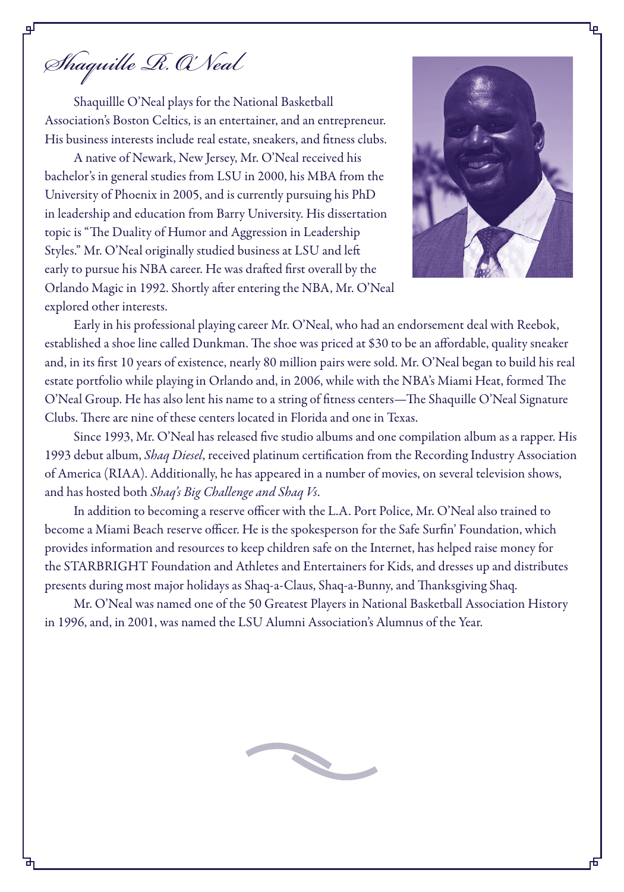# Shaquille R. O'Neal

Shaquillle O'Neal plays for the National Basketball Association's Boston Celtics, is an entertainer, and an entrepreneur. His business interests include real estate, sneakers, and fitness clubs.

A native of Newark, New Jersey, Mr. O'Neal received his bachelor's in general studies from LSU in 2000, his MBA from the University of Phoenix in 2005, and is currently pursuing his PhD in leadership and education from Barry University. His dissertation topic is "The Duality of Humor and Aggression in Leadership Styles." Mr. O'Neal originally studied business at LSU and left early to pursue his NBA career. He was drafted first overall by the Orlando Magic in 1992. Shortly after entering the NBA, Mr. O'Neal explored other interests.

Early in his professional playing career Mr. O'Neal, who had an endorsement deal with Reebok, established a shoe line called Dunkman. The shoe was priced at $30 to be an affordable, quality sneaker and, in its first 10 years of existence, nearly 80 million pairs were sold. Mr. O'Neal began to build his real estate portfolio while playing in Orlando and, in 2006, while with the NBA's Miami Heat, formed The O'Neal Group. He has also lent his name to a string of fitness centers—The Shaquille O'Neal Signature Clubs. There are nine of these centers located in Florida and one in Texas.

Since 1993, Mr. O'Neal has released five studio albums and one compilation album as a rapper. His 1993 debut album, *Shaq Diesel*, received platinum certification from the Recording Industry Association of America (RIAA). Additionally, he has appeared in a number of movies, on several television shows, and has hosted both *Shaq's Big Challenge and Shaq Vs*.

In addition to becoming a reserve officer with the L.A. Port Police, Mr. O'Neal also trained to become a Miami Beach reserve officer. He is the spokesperson for the Safe Surfin' Foundation, which provides information and resources to keep children safe on the Internet, has helped raise money for the STARBRIGHT Foundation and Athletes and Entertainers for Kids, and dresses up and distributes presents during most major holidays as Shaq-a-Claus, Shaq-a-Bunny, and Thanksgiving Shaq.

Mr. O'Neal was named one of the 50 Greatest Players in National Basketball Association History in 1996, and, in 2001, was named the LSU Alumni Association's Alumnus of the Year.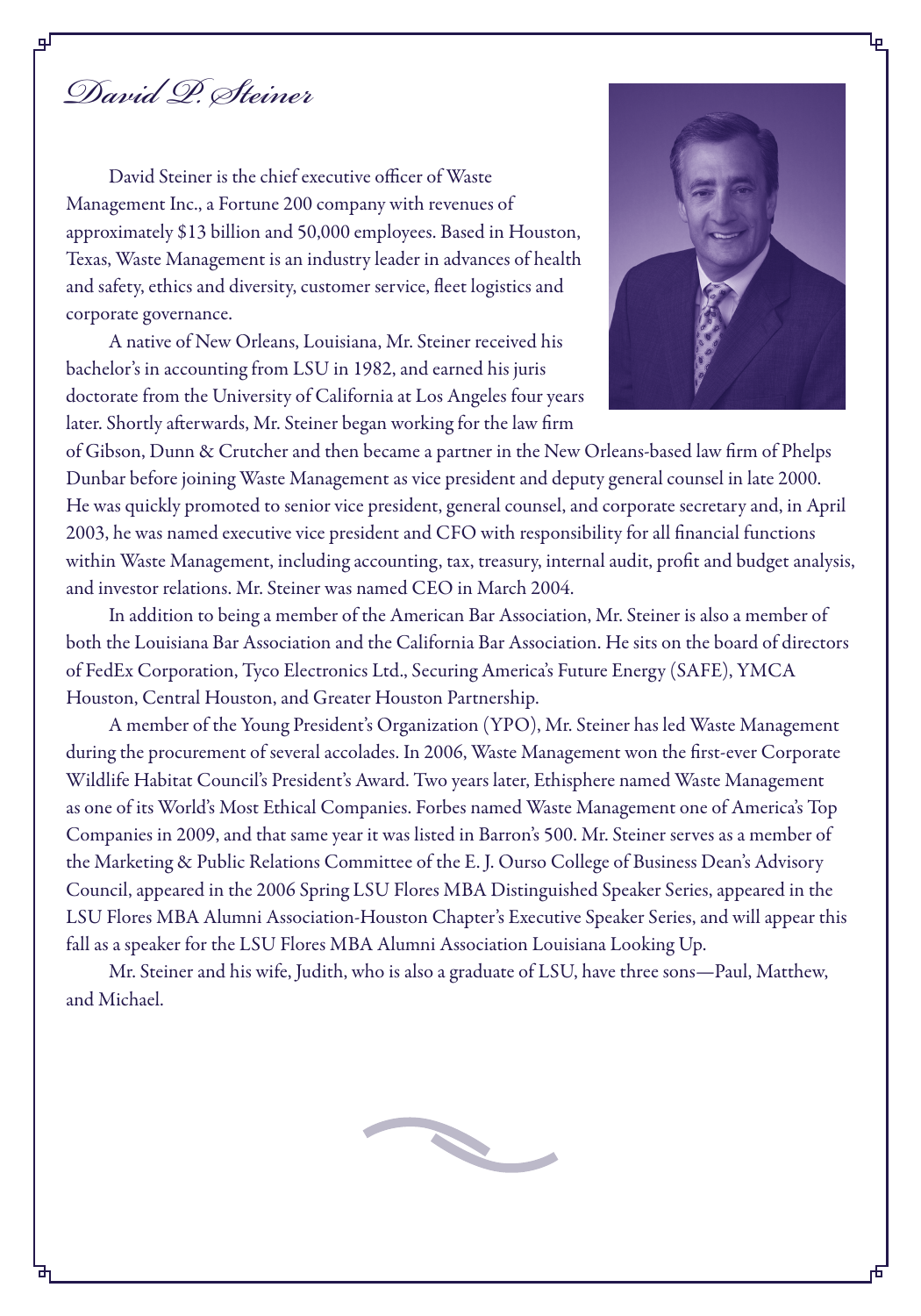# David P. Steiner

David Steiner is the chief executive officer of Waste Management Inc., a Fortune 200 company with revenues of approximately $13 billion and 50,000 employees. Based in Houston, Texas, Waste Management is an industry leader in advances of health and safety, ethics and diversity, customer service, fleet logistics and corporate governance.

A native of New Orleans, Louisiana, Mr. Steiner received his bachelor's in accounting from LSU in 1982, and earned his juris doctorate from the University of California at Los Angeles four years later. Shortly afterwards, Mr. Steiner began working for the law firm of Gibson, Dunn & Crutcher and then became a partner in the New Orleans-based law firm of Phelps Dunbar before joining Waste Management as vice president and deputy general counsel in late 2000. He was quickly promoted to senior vice president, general counsel, and corporate secretary and, in April 2003, he was named executive vice president and CFO with responsibility for all financial functions within Waste Management, including accounting, tax, treasury, internal audit, profit and budget analysis, and investor relations. Mr. Steiner was named CEO in March 2004.

In addition to being a member of the American Bar Association, Mr. Steiner is also a member of both the Louisiana Bar Association and the California Bar Association. He sits on the board of directors of FedEx Corporation, Tyco Electronics Ltd., Securing America's Future Energy (SAFE), YMCA Houston, Central Houston, and Greater Houston Partnership.

A member of the Young President's Organization (YPO), Mr. Steiner has led Waste Management during the procurement of several accolades. In 2006, Waste Management won the first-ever Corporate Wildlife Habitat Council's President's Award. Two years later, Ethisphere named Waste Management as one of its World's Most Ethical Companies. Forbes named Waste Management one of America's Top Companies in 2009, and that same year it was listed in Barron's 500. Mr. Steiner serves as a member of the Marketing & Public Relations Committee of the E. J. Ourso College of Business Dean's Advisory Council, appeared in the 2006 Spring LSU Flores MBA Distinguished Speaker Series, appeared in the LSU Flores MBA Alumni Association-Houston Chapter's Executive Speaker Series, and will appear this fall as a speaker for the LSU Flores MBA Alumni Association Louisiana Looking Up.

Mr. Steiner and his wife, Judith, who is also a graduate of LSU, have three sons—Paul, Matthew, and Michael.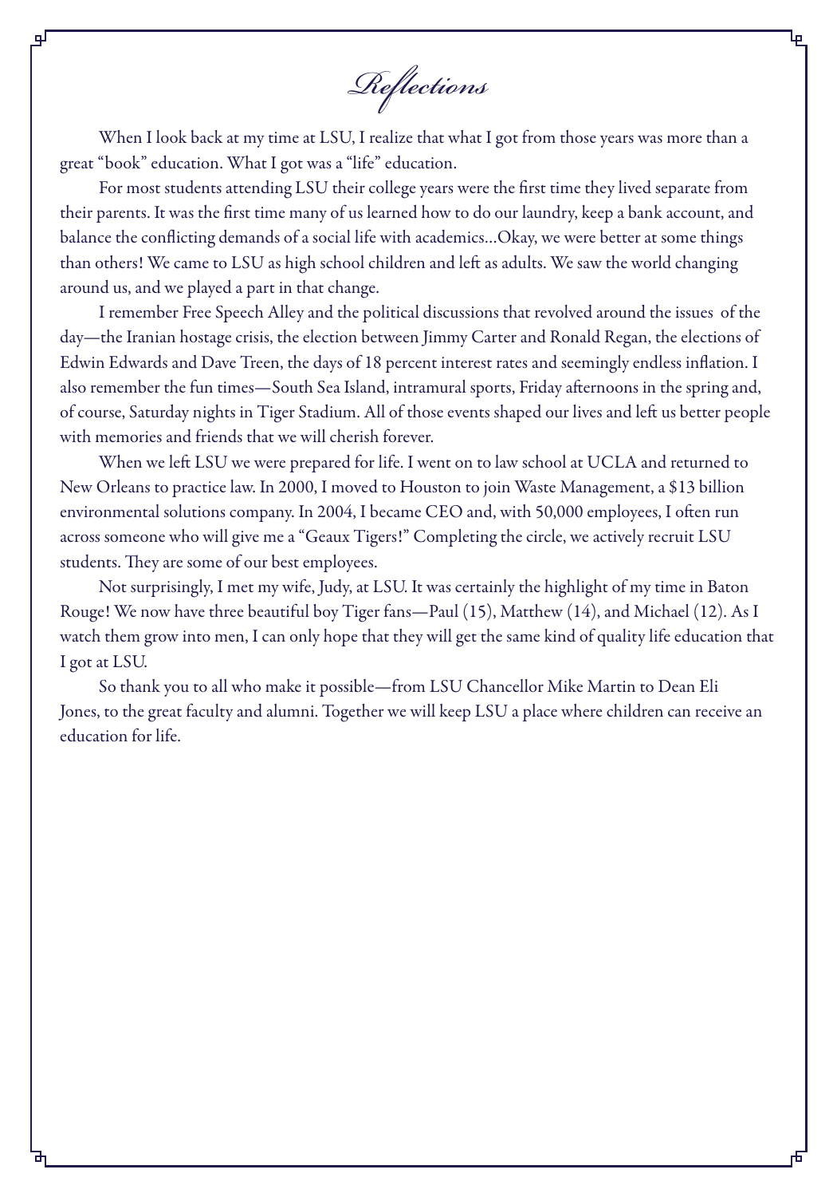# *Reflections*

When I look back at my time at LSU, I realize that what I got from those years was more than a great "book" education. What I got was a "life" education.

For most students attending LSU their college years were the first time they lived separate from their parents. It was the first time many of us learned how to do our laundry, keep a bank account, and balance the conflicting demands of a social life with academics...Okay, we were better at some things than others! We came to LSU as high school children and left as adults. We saw the world changing around us, and we played a part in that change.

I remember Free Speech Alley and the political discussions that revolved around the issues of the day—the Iranian hostage crisis, the election between Jimmy Carter and Ronald Regan, the elections of Edwin Edwards and Dave Treen, the days of 18 percent interest rates and seemingly endless inflation. I also remember the fun times—South Sea Island, intramural sports, Friday afternoons in the spring and, of course, Saturday nights in Tiger Stadium. All of those events shaped our lives and left us better people with memories and friends that we will cherish forever.

When we left LSU we were prepared for life. I went on to law school at UCLA and returned to New Orleans to practice law. In 2000, I moved to Houston to join Waste Management, a $13 billion environmental solutions company. In 2004, I became CEO and, with 50,000 employees, I often run across someone who will give me a "Geaux Tigers!" Completing the circle, we actively recruit LSU students. They are some of our best employees.

Not surprisingly, I met my wife, Judy, at LSU. It was certainly the highlight of my time in Baton Rouge! We now have three beautiful boy Tiger fans—Paul (15), Matthew (14), and Michael (12). As I watch them grow into men, I can only hope that they will get the same kind of quality life education that I got at LSU.

So thank you to all who make it possible—from LSU Chancellor Mike Martin to Dean Eli Jones, to the great faculty and alumni. Together we will keep LSU a place where children can receive an education for life.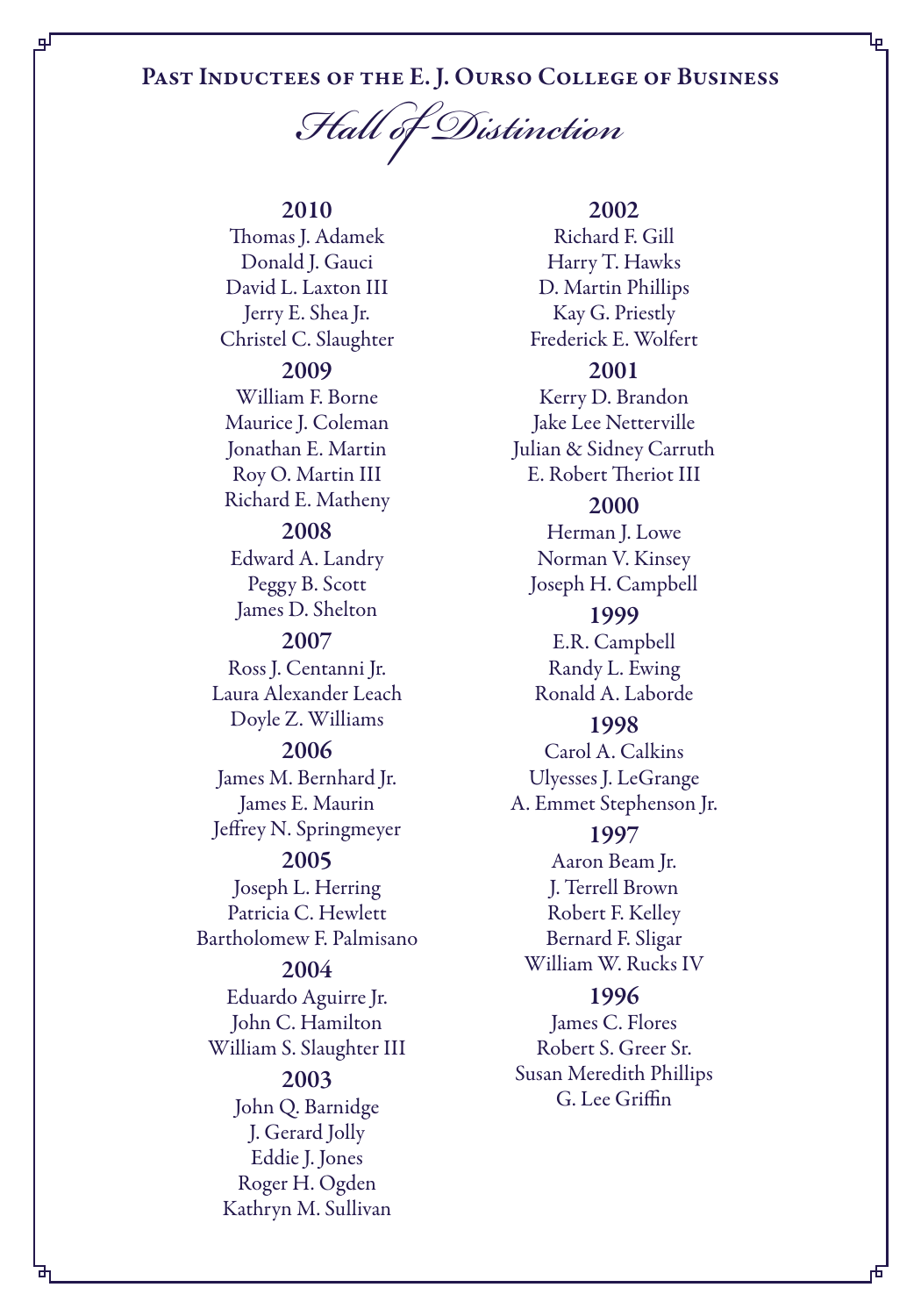# Past Inductees of the E. J. Ourso College of Business

## *Hall of Distinction*

### 2010
Thomas J. Adamek
Donald J. Gauci
David L. Laxton III
Jerry E. Shea Jr.
Christel C. Slaughter

### 2009
William F. Borne
Maurice J. Coleman
Jonathan E. Martin
Roy O. Martin III
Richard E. Matheny

### 2008
Edward A. Landry
Peggy B. Scott
James D. Shelton

### 2007
Ross J. Centanni Jr.
Laura Alexander Leach
Doyle Z. Williams

### 2006
James M. Bernhard Jr.
James E. Maurin
Jeffrey N. Springmeyer

### 2005
Joseph L. Herring
Patricia C. Hewlett
Bartholomew F. Palmisano

### 2004
Eduardo Aguirre Jr.
John C. Hamilton
William S. Slaughter III

### 2003
John Q. Barnidge
J. Gerard Jolly
Eddie J. Jones
Roger H. Ogden
Kathryn M. Sullivan

### 2002
Richard F. Gill
Harry T. Hawks
D. Martin Phillips
Kay G. Priestly
Frederick E. Wolfert

### 2001
Kerry D. Brandon
Jake Lee Netterville
Julian & Sidney Carruth
E. Robert Theriot III

### 2000
Herman J. Lowe
Norman V. Kinsey
Joseph H. Campbell

### 1999
E.R. Campbell
Randy L. Ewing
Ronald A. Laborde

### 1998
Carol A. Calkins
Ulyesses J. LeGrange
A. Emmet Stephenson Jr.

### 1997
Aaron Beam Jr.
J. Terrell Brown
Robert F. Kelley
Bernard F. Sligar
William W. Rucks IV

### 1996
James C. Flores
Robert S. Greer Sr.
Susan Meredith Phillips
G. Lee Griffin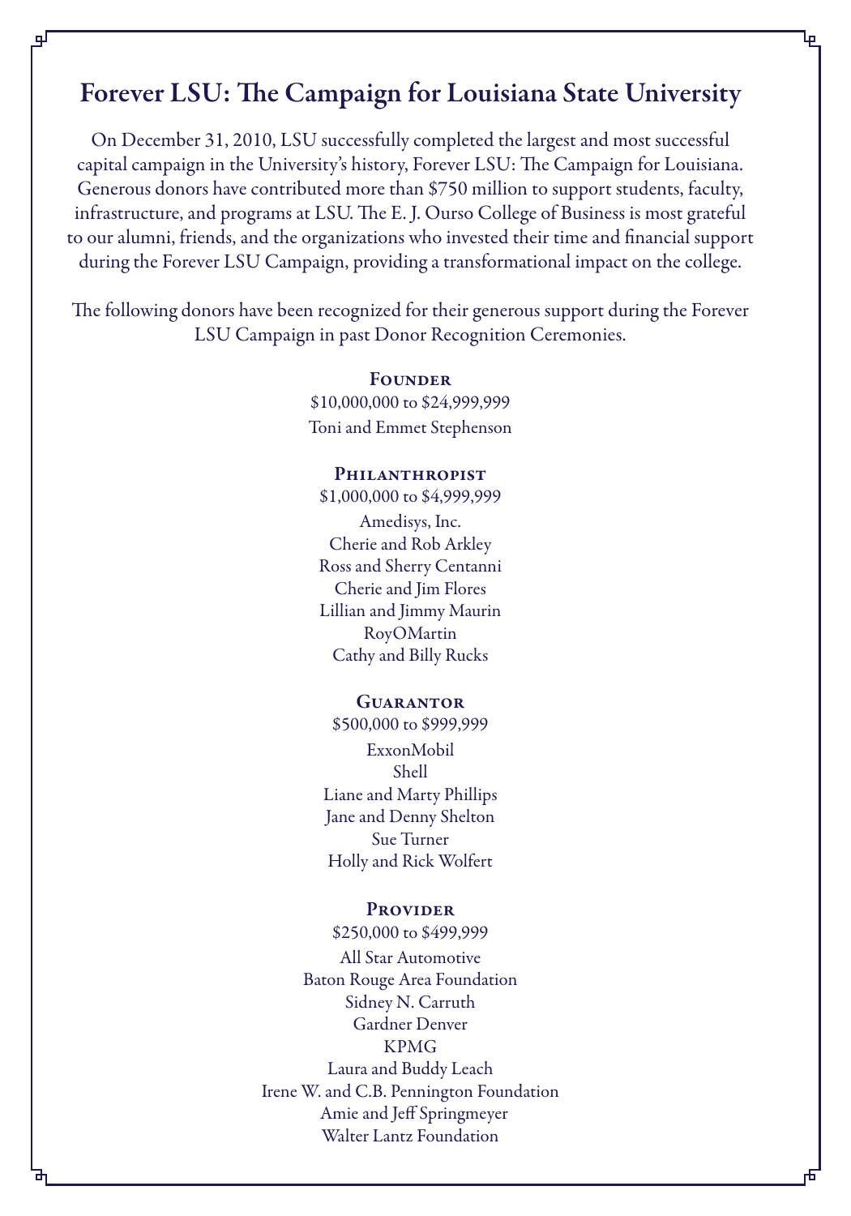# Forever LSU: The Campaign for Louisiana State University

On December 31, 2010, LSU successfully completed the largest and most successful capital campaign in the University's history, Forever LSU: The Campaign for Louisiana. Generous donors have contributed more than $750 million to support students, faculty, infrastructure, and programs at LSU. The E. J. Ourso College of Business is most grateful to our alumni, friends, and the organizations who invested their time and financial support during the Forever LSU Campaign, providing a transformational impact on the college.

The following donors have been recognized for their generous support during the Forever LSU Campaign in past Donor Recognition Ceremonies.

### Founder

$10,000,000 to $24,999,999

Toni and Emmet Stephenson

### Philanthropist

$1,000,000 to $4,999,999

Amedisys, Inc.
Cherie and Rob Arkley
Ross and Sherry Centanni
Cherie and Jim Flores
Lillian and Jimmy Maurin
RoyOMartin
Cathy and Billy Rucks

### Guarantor

$500,000 to $999,999

ExxonMobil
Shell
Liane and Marty Phillips
Jane and Denny Shelton
Sue Turner
Holly and Rick Wolfert

### Provider

$250,000 to $499,999

All Star Automotive
Baton Rouge Area Foundation
Sidney N. Carruth
Gardner Denver
KPMG
Laura and Buddy Leach
Irene W. and C.B. Pennington Foundation
Amie and Jeff Springmeyer
Walter Lantz Foundation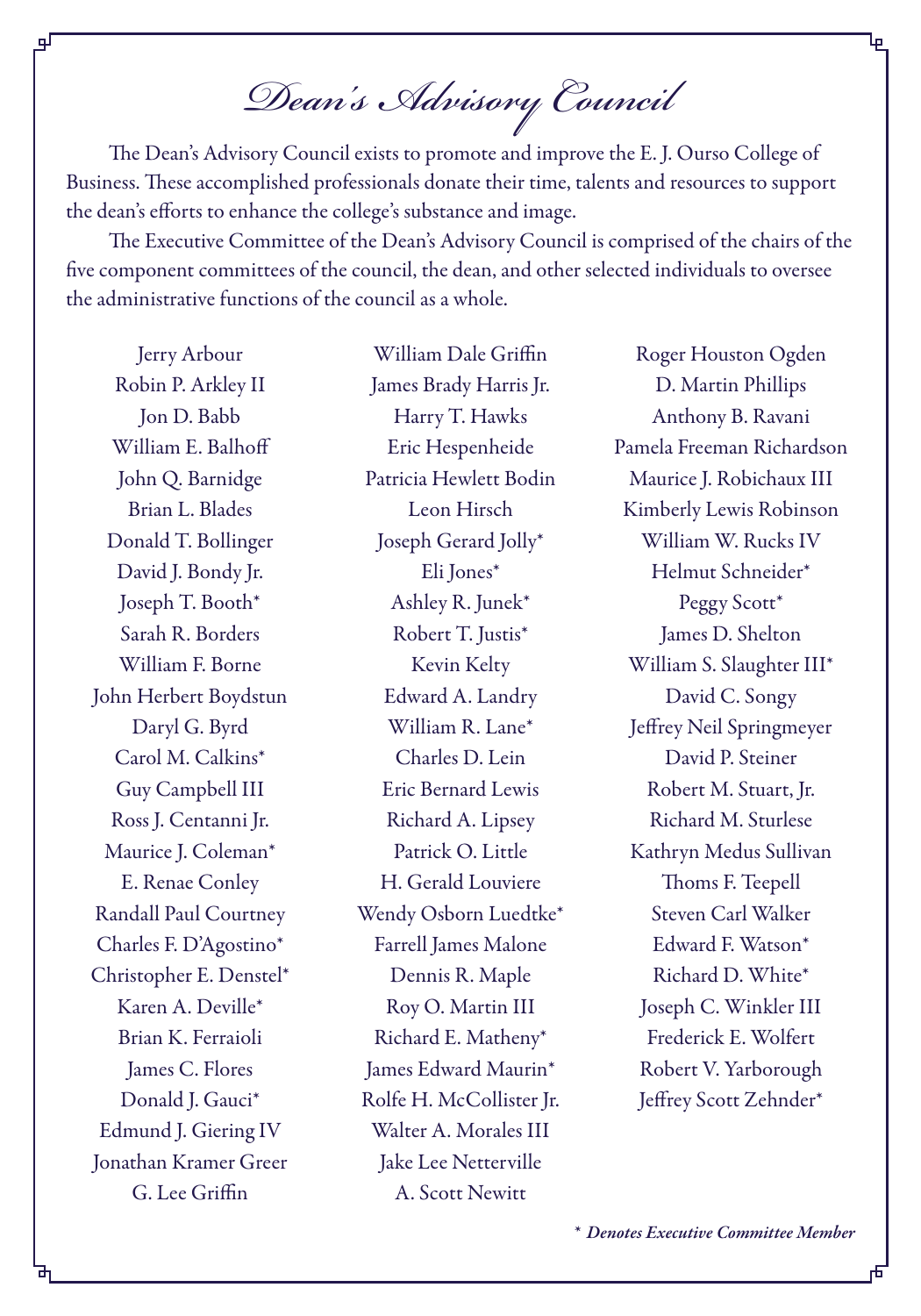# Dean's Advisory Council

The Dean's Advisory Council exists to promote and improve the E. J. Ourso College of Business. These accomplished professionals donate their time, talents and resources to support the dean's efforts to enhance the college's substance and image.

The Executive Committee of the Dean's Advisory Council is comprised of the chairs of the five component committees of the council, the dean, and other selected individuals to oversee the administrative functions of the council as a whole.

Jerry Arbour
Robin P. Arkley II
Jon D. Babb
William E. Balhoff
John Q. Barnidge
Brian L. Blades
Donald T. Bollinger
David J. Bondy Jr.
Joseph T. Booth*
Sarah R. Borders
William F. Borne
John Herbert Boydstun
Daryl G. Byrd
Carol M. Calkins*
Guy Campbell III
Ross J. Centanni Jr.
Maurice J. Coleman*
E. Renae Conley
Randall Paul Courtney
Charles F. D'Agostino*
Christopher E. Denstel*
Karen A. Deville*
Brian K. Ferraioli
James C. Flores
Donald J. Gauci*
Edmund J. Giering IV
Jonathan Kramer Greer
G. Lee Griffin
William Dale Griffin
James Brady Harris Jr.
Harry T. Hawks
Eric Hespenheide
Patricia Hewlett Bodin
Leon Hirsch
Joseph Gerard Jolly*
Eli Jones*
Ashley R. Junek*
Robert T. Justis*
Kevin Kelty
Edward A. Landry
William R. Lane*
Charles D. Lein
Eric Bernard Lewis
Richard A. Lipsey
Patrick O. Little
H. Gerald Louviere
Wendy Osborn Luedtke*
Farrell James Malone
Dennis R. Maple
Roy O. Martin III
Richard E. Matheny*
James Edward Maurin*
Rolfe H. McCollister Jr.
Walter A. Morales III
Jake Lee Netterville
A. Scott Newitt
Roger Houston Ogden
D. Martin Phillips
Anthony B. Ravani
Pamela Freeman Richardson
Maurice J. Robichaux III
Kimberly Lewis Robinson
William W. Rucks IV
Helmut Schneider*
Peggy Scott*
James D. Shelton
William S. Slaughter III*
David C. Songy
Jeffrey Neil Springmeyer
David P. Steiner
Robert M. Stuart, Jr.
Richard M. Sturlese
Kathryn Medus Sullivan
Thoms F. Teepell
Steven Carl Walker
Edward F. Watson*
Richard D. White*
Joseph C. Winkler III
Frederick E. Wolfert
Robert V. Yarborough
Jeffrey Scott Zehnder*

*\* Denotes Executive Committee Member*